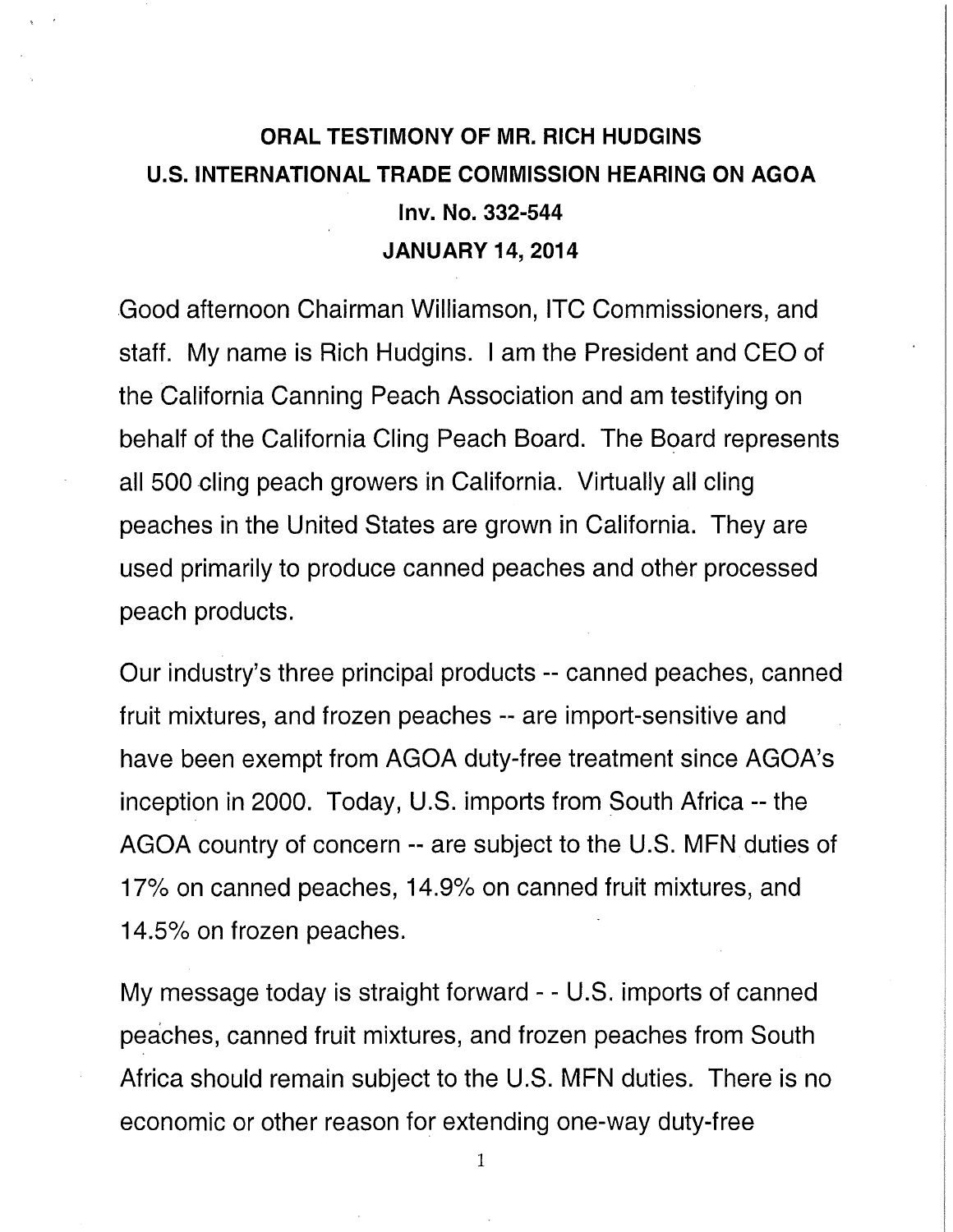# ORAL TESTIMONY OF MR. RICH HUDGINS
# U.S. INTERNATIONAL TRADE COMMISSION HEARING ON AGOA
## Inv. No. 332-544
## JANUARY 14, 2014

Good afternoon Chairman Williamson, ITC Commissioners, and staff. My name is Rich Hudgins. I am the President and CEO of the California Canning Peach Association and am testifying on behalf of the California Cling Peach Board. The Board represents all 500 cling peach growers in California. Virtually all cling peaches in the United States are grown in California. They are used primarily to produce canned peaches and other processed peach products.

Our industry's three principal products -- canned peaches, canned fruit mixtures, and frozen peaches -- are import-sensitive and have been exempt from AGOA duty-free treatment since AGOA's inception in 2000. Today, U.S. imports from South Africa -- the AGOA country of concern -- are subject to the U.S. MFN duties of 17% on canned peaches, 14.9% on canned fruit mixtures, and 14.5% on frozen peaches.

My message today is straight forward - - U.S. imports of canned peaches, canned fruit mixtures, and frozen peaches from South Africa should remain subject to the U.S. MFN duties. There is no economic or other reason for extending one-way duty-free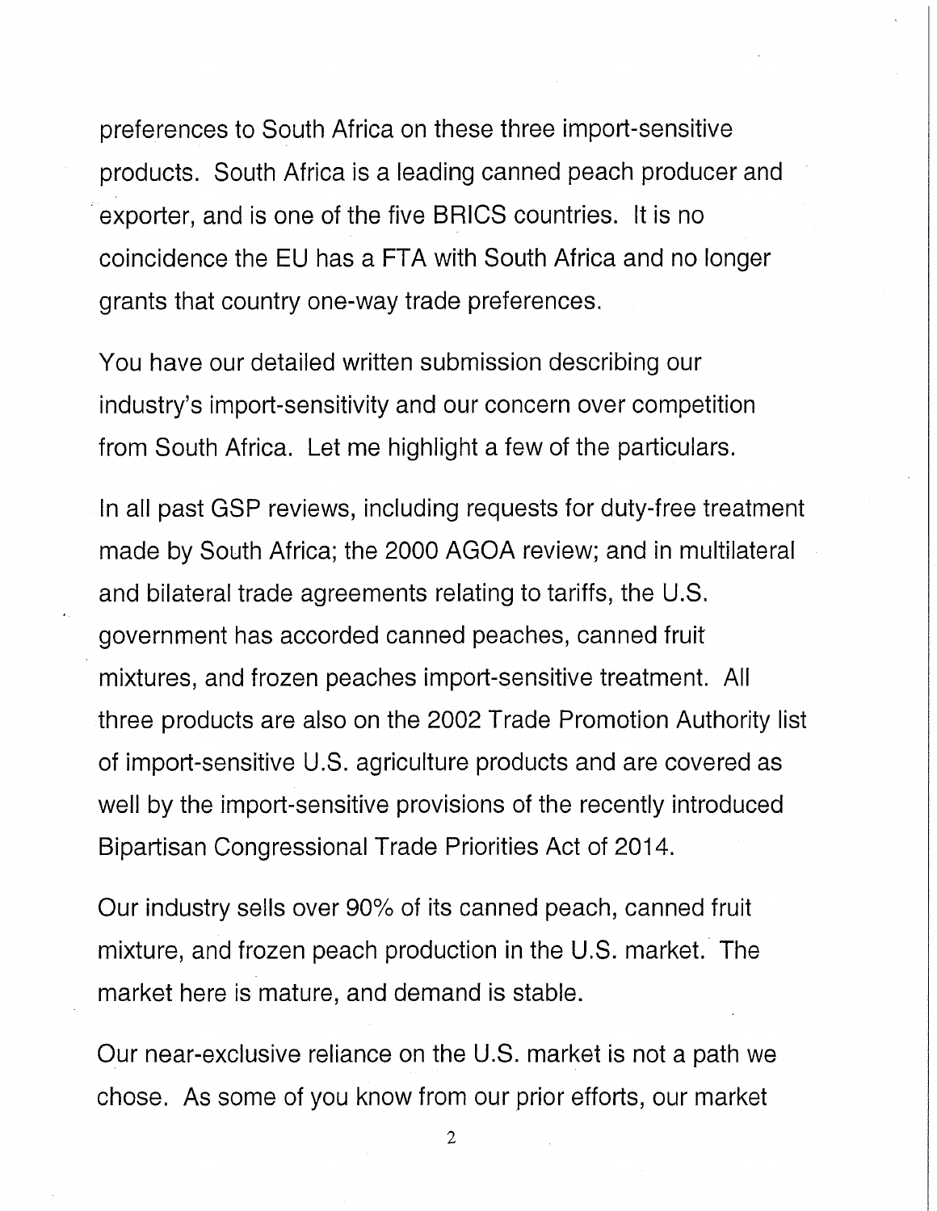preferences to South Africa on these three import-sensitive products. South Africa is a leading canned peach producer and exporter, and is one of the five BRICS countries. It is no coincidence the EU has a FTA with South Africa and no longer grants that country one-way trade preferences.

You have our detailed written submission describing our industry's import-sensitivity and our concern over competition from South Africa. Let me highlight a few of the particulars.

In all past GSP reviews, including requests for duty-free treatment made by South Africa; the 2000 AGOA review; and in multilateral and bilateral trade agreements relating to tariffs, the U.S. government has accorded canned peaches, canned fruit mixtures, and frozen peaches import-sensitive treatment. All three products are also on the 2002 Trade Promotion Authority list of import-sensitive U.S. agriculture products and are covered as well by the import-sensitive provisions of the recently introduced Bipartisan Congressional Trade Priorities Act of 2014.

Our industry sells over 90% of its canned peach, canned fruit mixture, and frozen peach production in the U.S. market. The market here is mature, and demand is stable.

Our near-exclusive reliance on the U.S. market is not a path we chose. As some of you know from our prior efforts, our market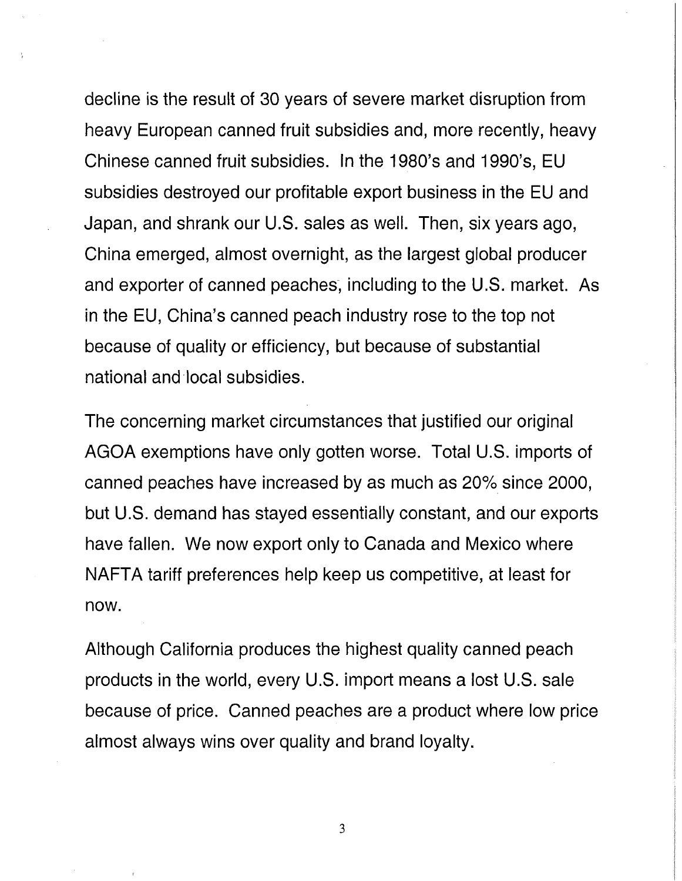decline is the result of 30 years of severe market disruption from heavy European canned fruit subsidies and, more recently, heavy Chinese canned fruit subsidies. In the 1980's and 1990's, EU subsidies destroyed our profitable export business in the EU and Japan, and shrank our U.S. sales as well. Then, six years ago, China emerged, almost overnight, as the largest global producer and exporter of canned peaches, including to the U.S. market. As in the EU, China's canned peach industry rose to the top not because of quality or efficiency, but because of substantial national and local subsidies.

The concerning market circumstances that justified our original AGOA exemptions have only gotten worse. Total U.S. imports of canned peaches have increased by as much as 20% since 2000, but U.S. demand has stayed essentially constant, and our exports have fallen. We now export only to Canada and Mexico where NAFTA tariff preferences help keep us competitive, at least for now.

Although California produces the highest quality canned peach products in the world, every U.S. import means a lost U.S. sale because of price. Canned peaches are a product where low price almost always wins over quality and brand loyalty.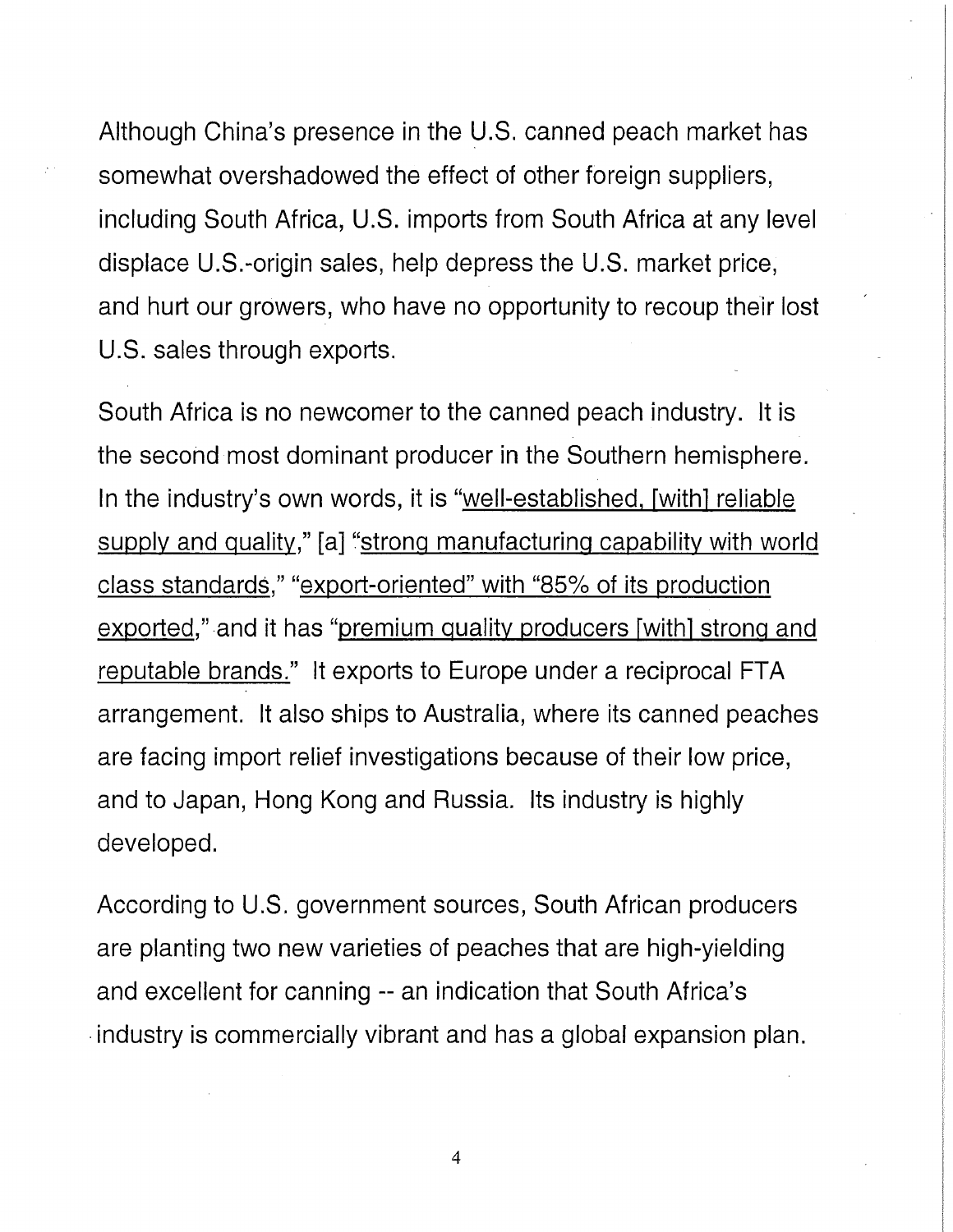Although China's presence in the U.S. canned peach market has somewhat overshadowed the effect of other foreign suppliers, including South Africa, U.S. imports from South Africa at any level displace U.S.-origin sales, help depress the U.S. market price, and hurt our growers, who have no opportunity to recoup their lost U.S. sales through exports.

South Africa is no newcomer to the canned peach industry. It is the second most dominant producer in the Southern hemisphere. In the industry's own words, it is "<u>well-established, [with] reliable supply and quality</u>," [a] "<u>strong manufacturing capability with world class standards</u>," "<u>export-oriented" with "85% of its production exported</u>," and it has "<u>premium quality producers [with] strong and reputable brands.</u>" It exports to Europe under a reciprocal FTA arrangement. It also ships to Australia, where its canned peaches are facing import relief investigations because of their low price, and to Japan, Hong Kong and Russia. Its industry is highly developed.

According to U.S. government sources, South African producers are planting two new varieties of peaches that are high-yielding and excellent for canning -- an indication that South Africa's industry is commercially vibrant and has a global expansion plan.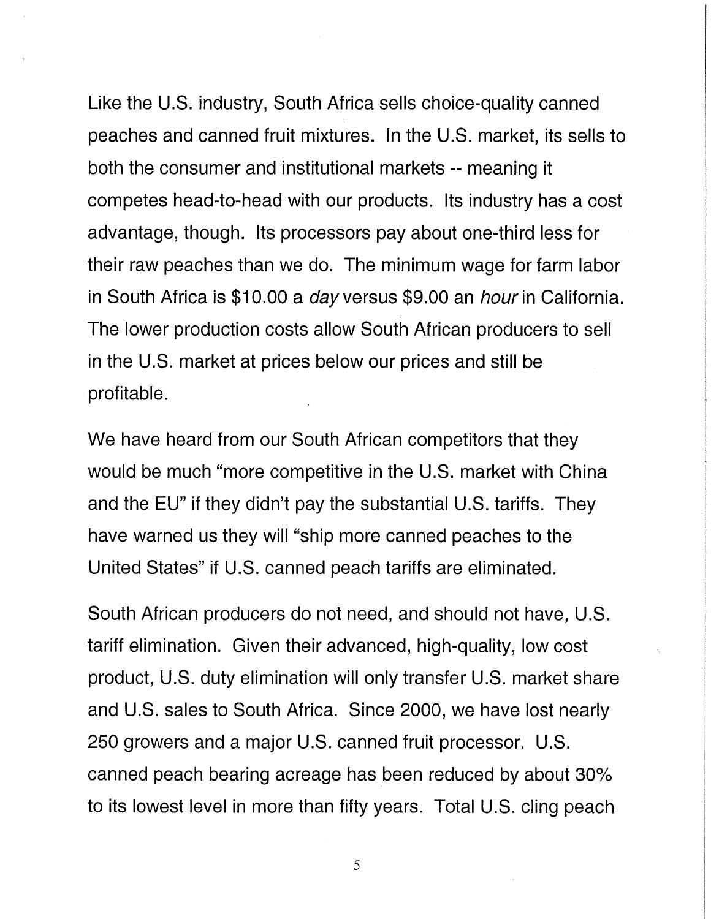Like the U.S. industry, South Africa sells choice-quality canned peaches and canned fruit mixtures. In the U.S. market, its sells to both the consumer and institutional markets -- meaning it competes head-to-head with our products. Its industry has a cost advantage, though. Its processors pay about one-third less for their raw peaches than we do. The minimum wage for farm labor in South Africa is $10.00 a *day* versus $9.00 an *hour* in California. The lower production costs allow South African producers to sell in the U.S. market at prices below our prices and still be profitable.

We have heard from our South African competitors that they would be much "more competitive in the U.S. market with China and the EU" if they didn't pay the substantial U.S. tariffs. They have warned us they will "ship more canned peaches to the United States" if U.S. canned peach tariffs are eliminated.

South African producers do not need, and should not have, U.S. tariff elimination. Given their advanced, high-quality, low cost product, U.S. duty elimination will only transfer U.S. market share and U.S. sales to South Africa. Since 2000, we have lost nearly 250 growers and a major U.S. canned fruit processor. U.S. canned peach bearing acreage has been reduced by about 30% to its lowest level in more than fifty years. Total U.S. cling peach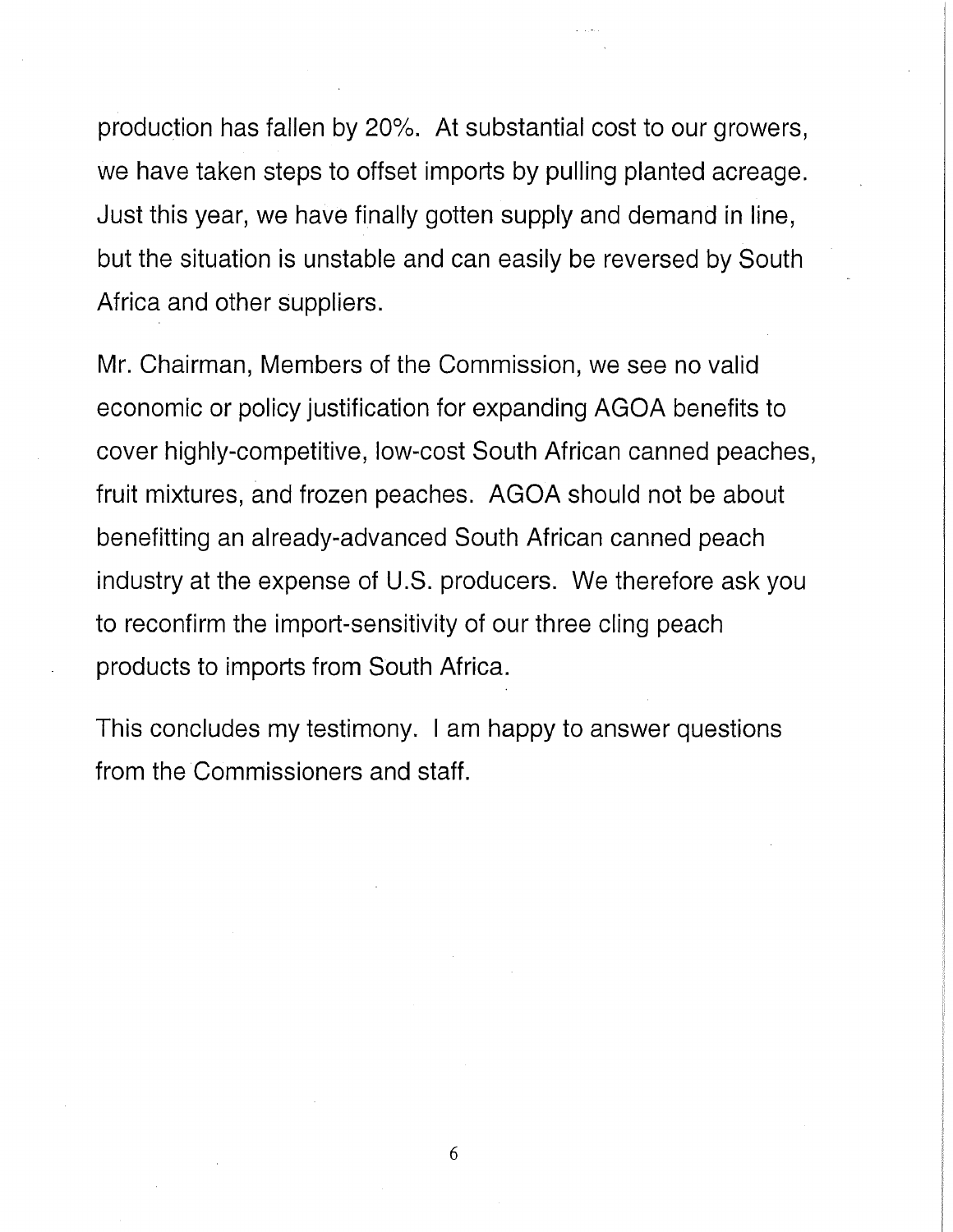production has fallen by 20%. At substantial cost to our growers, we have taken steps to offset imports by pulling planted acreage. Just this year, we have finally gotten supply and demand in line, but the situation is unstable and can easily be reversed by South Africa and other suppliers.

Mr. Chairman, Members of the Commission, we see no valid economic or policy justification for expanding AGOA benefits to cover highly-competitive, low-cost South African canned peaches, fruit mixtures, and frozen peaches. AGOA should not be about benefitting an already-advanced South African canned peach industry at the expense of U.S. producers. We therefore ask you to reconfirm the import-sensitivity of our three cling peach products to imports from South Africa.

This concludes my testimony. I am happy to answer questions from the Commissioners and staff.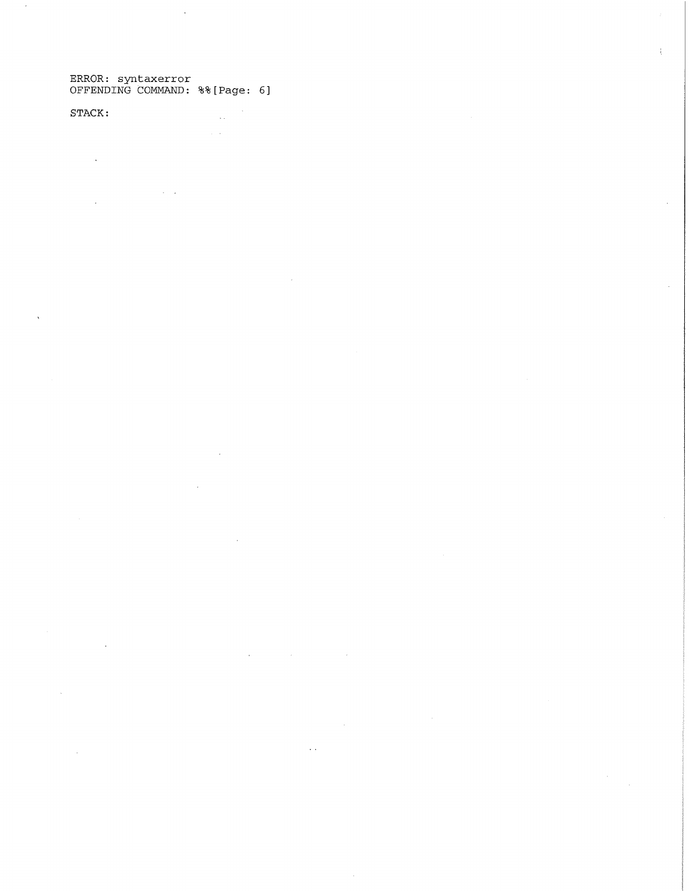ERROR: syntaxerror
OFFENDING COMMAND: %%[Page: 6]

STACK: